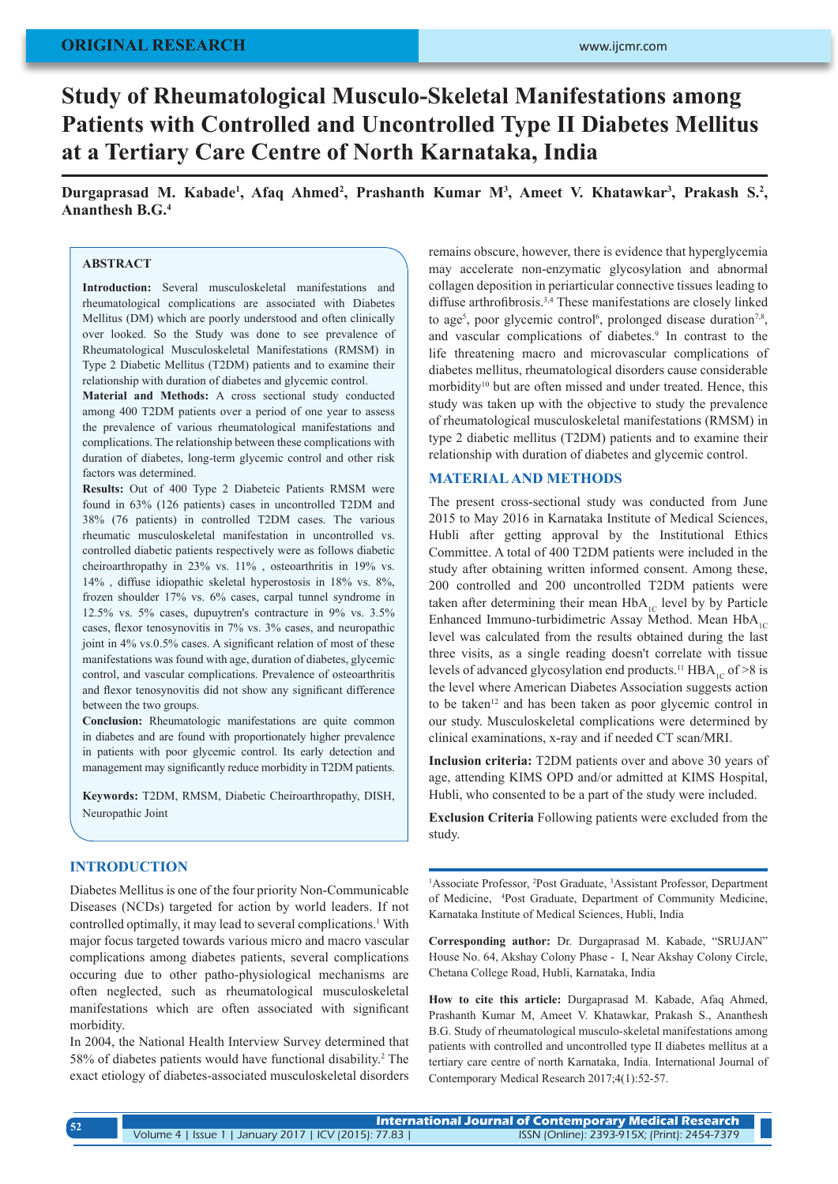ORIGINAL RESEARCH

# Study of Rheumatological Musculo-Skeletal Manifestations among Patients with Controlled and Uncontrolled Type II Diabetes Mellitus at a Tertiary Care Centre of North Karnataka, India

**Durgaprasad M. Kabade[1], Afaq Ahmed[2], Prashanth Kumar M[3], Ameet V. Khatawkar[3], Prakash S.[2], Ananthesh B.G.[4]**

## ABSTRACT

**Introduction:** Several musculoskeletal manifestations and rheumatological complications are associated with Diabetes Mellitus (DM) which are poorly understood and often clinically over looked. So the Study was done to see prevalence of Rheumatological Musculoskeletal Manifestations (RMSM) in Type 2 Diabetic Mellitus (T2DM) patients and to examine their relationship with duration of diabetes and glycemic control.

**Material and Methods:** A cross sectional study conducted among 400 T2DM patients over a period of one year to assess the prevalence of various rheumatological manifestations and complications. The relationship between these complications with duration of diabetes, long-term glycemic control and other risk factors was determined.

**Results:** Out of 400 Type 2 Diabeteic Patients RMSM were found in 63% (126 patients) cases in uncontrolled T2DM and 38% (76 patients) in controlled T2DM cases. The various rheumatic musculoskeletal manifestation in uncontrolled vs. controlled diabetic patients respectively were as follows diabetic cheiroarthropathy in 23% vs. 11% , osteoarthritis in 19% vs. 14% , diffuse idiopathic skeletal hyperostosis in 18% vs. 8%, frozen shoulder 17% vs. 6% cases, carpal tunnel syndrome in 12.5% vs. 5% cases, dupuytren's contracture in 9% vs. 3.5% cases, flexor tenosynovitis in 7% vs. 3% cases, and neuropathic joint in 4% vs.0.5% cases. A significant relation of most of these manifestations was found with age, duration of diabetes, glycemic control, and vascular complications. Prevalence of osteoarthritis and flexor tenosynovitis did not show any significant difference between the two groups.

**Conclusion:** Rheumatologic manifestations are quite common in diabetes and are found with proportionately higher prevalence in patients with poor glycemic control. Its early detection and management may significantly reduce morbidity in T2DM patients.

**Keywords:** T2DM, RMSM, Diabetic Cheiroarthropathy, DISH, Neuropathic Joint

## INTRODUCTION

Diabetes Mellitus is one of the four priority Non-Communicable Diseases (NCDs) targeted for action by world leaders. If not controlled optimally, it may lead to several complications.[1] With major focus targeted towards various micro and macro vascular complications among diabetes patients, several complications occuring due to other patho-physiological mechanisms are often neglected, such as rheumatological musculoskeletal manifestations which are often associated with significant morbidity.

In 2004, the National Health Interview Survey determined that 58% of diabetes patients would have functional disability.[2] The exact etiology of diabetes-associated musculoskeletal disorders remains obscure, however, there is evidence that hyperglycemia may accelerate non-enzymatic glycosylation and abnormal collagen deposition in periarticular connective tissues leading to diffuse arthrofibrosis.[3,4] These manifestations are closely linked to age[5], poor glycemic control[6], prolonged disease duration[7,8], and vascular complications of diabetes.[9] In contrast to the life threatening macro and microvascular complications of diabetes mellitus, rheumatological disorders cause considerable morbidity[10] but are often missed and under treated. Hence, this study was taken up with the objective to study the prevalence of rheumatological musculoskeletal manifestations (RMSM) in type 2 diabetic mellitus (T2DM) patients and to examine their relationship with duration of diabetes and glycemic control.

## MATERIAL AND METHODS

The present cross-sectional study was conducted from June 2015 to May 2016 in Karnataka Institute of Medical Sciences, Hubli after getting approval by the Institutional Ethics Committee. A total of 400 T2DM patients were included in the study after obtaining written informed consent. Among these, 200 controlled and 200 uncontrolled T2DM patients were taken after determining their mean $HbA_{1C}$ level by by Particle Enhanced Immuno-turbidimetric Assay Method. Mean $HbA_{1C}$ level was calculated from the results obtained during the last three visits, as a single reading doesn't correlate with tissue levels of advanced glycosylation end products.[11] $HBA_{1C}$ of >8 is the level where American Diabetes Association suggests action to be taken[12] and has been taken as poor glycemic control in our study. Musculoskeletal complications were determined by clinical examinations, x-ray and if needed CT scan/MRI.

**Inclusion criteria:** T2DM patients over and above 30 years of age, attending KIMS OPD and/or admitted at KIMS Hospital, Hubli, who consented to be a part of the study were included.

**Exclusion Criteria** Following patients were excluded from the study.

---

[1]Associate Professor, [2]Post Graduate, [3]Assistant Professor, Department of Medicine, [4]Post Graduate, Department of Community Medicine, Karnataka Institute of Medical Sciences, Hubli, India

**Corresponding author:** Dr. Durgaprasad M. Kabade, "SRUJAN" House No. 64, Akshay Colony Phase - I, Near Akshay Colony Circle, Chetana College Road, Hubli, Karnataka, India

**How to cite this article:** Durgaprasad M. Kabade, Afaq Ahmed, Prashanth Kumar M, Ameet V. Khatawkar, Prakash S., Ananthesh B.G. Study of rheumatological musculo-skeletal manifestations among patients with controlled and uncontrolled type II diabetes mellitus at a tertiary care centre of north Karnataka, India. International Journal of Contemporary Medical Research 2017;4(1):52-57.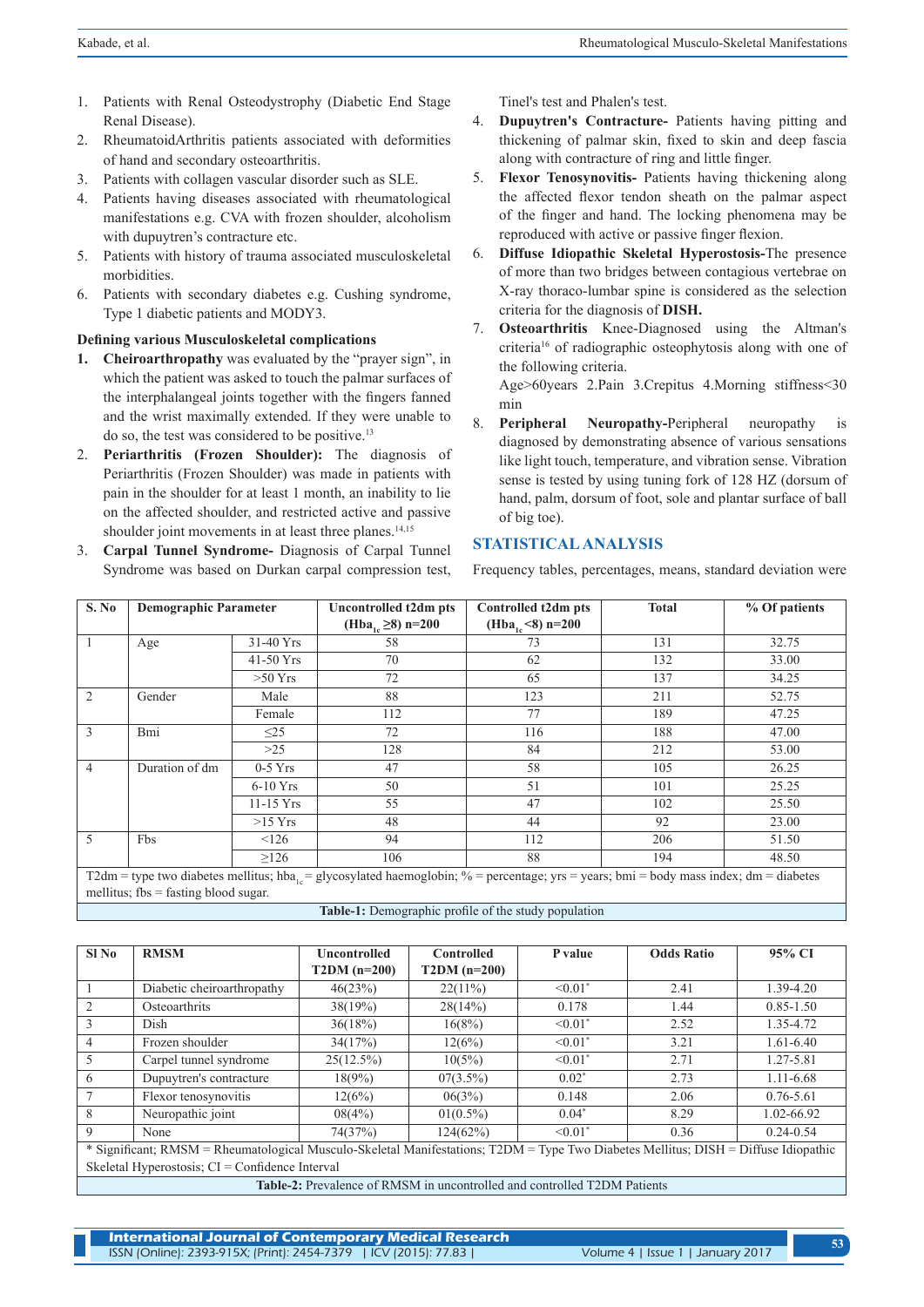1. Patients with Renal Osteodystrophy (Diabetic End Stage Renal Disease).
2. RheumatoidArthritis patients associated with deformities of hand and secondary osteoarthritis.
3. Patients with collagen vascular disorder such as SLE.
4. Patients having diseases associated with rheumatological manifestations e.g. CVA with frozen shoulder, alcoholism with dupuytren's contracture etc.
5. Patients with history of trauma associated musculoskeletal morbidities.
6. Patients with secondary diabetes e.g. Cushing syndrome, Type 1 diabetic patients and MODY3.

**Defining various Musculoskeletal complications**

1. **Cheiroarthropathy** was evaluated by the "prayer sign", in which the patient was asked to touch the palmar surfaces of the interphalangeal joints together with the fingers fanned and the wrist maximally extended. If they were unable to do so, the test was considered to be positive.[13]
2. **Periarthritis (Frozen Shoulder):** The diagnosis of Periarthritis (Frozen Shoulder) was made in patients with pain in the shoulder for at least 1 month, an inability to lie on the affected shoulder, and restricted active and passive shoulder joint movements in at least three planes.[14,15]
3. **Carpal Tunnel Syndrome-** Diagnosis of Carpal Tunnel Syndrome was based on Durkan carpal compression test, Tinel's test and Phalen's test.
4. **Dupuytren's Contracture-** Patients having pitting and thickening of palmar skin, fixed to skin and deep fascia along with contracture of ring and little finger.
5. **Flexor Tenosynovitis-** Patients having thickening along the affected flexor tendon sheath on the palmar aspect of the finger and hand. The locking phenomena may be reproduced with active or passive finger flexion.
6. **Diffuse Idiopathic Skeletal Hyperostosis-**The presence of more than two bridges between contagious vertebrae on X-ray thoraco-lumbar spine is considered as the selection criteria for the diagnosis of **DISH.**
7. **Osteoarthritis** Knee-Diagnosed using the Altman's criteria[16] of radiographic osteophytosis along with one of the following criteria.
   Age>60years 2.Pain 3.Crepitus 4.Morning stiffness<30 min
8. **Peripheral Neuropathy-**Peripheral neuropathy is diagnosed by demonstrating absence of various sensations like light touch, temperature, and vibration sense. Vibration sense is tested by using tuning fork of 128 HZ (dorsum of hand, palm, dorsum of foot, sole and plantar surface of ball of big toe).

## STATISTICAL ANALYSIS

Frequency tables, percentages, means, standard deviation were

| S. No | Demographic Parameter | | Uncontrolled t2dm pts ($Hba_{1c} \geq 8$) n=200 | Controlled t2dm pts ($Hba_{1c} < 8$) n=200 | Total | % Of patients |
|---|---|---|---|---|---|---|
| 1 | Age | 31-40 Yrs | 58 | 73 | 131 | 32.75 |
| | | 41-50 Yrs | 70 | 62 | 132 | 33.00 |
| | | >50 Yrs | 72 | 65 | 137 | 34.25 |
| 2 | Gender | Male | 88 | 123 | 211 | 52.75 |
| | | Female | 112 | 77 | 189 | 47.25 |
| 3 | Bmi | ≤25 | 72 | 116 | 188 | 47.00 |
| | | >25 | 128 | 84 | 212 | 53.00 |
| 4 | Duration of dm | 0-5 Yrs | 47 | 58 | 105 | 26.25 |
| | | 6-10 Yrs | 50 | 51 | 101 | 25.25 |
| | | 11-15 Yrs | 55 | 47 | 102 | 25.50 |
| | | >15 Yrs | 48 | 44 | 92 | 23.00 |
| 5 | Fbs | <126 | 94 | 112 | 206 | 51.50 |
| | | ≥126 | 106 | 88 | 194 | 48.50 |

T2dm = type two diabetes mellitus; $hba_{1c}$ = glycosylated haemoglobin; % = percentage; yrs = years; bmi = body mass index; dm = diabetes mellitus; fbs = fasting blood sugar.

**Table-1:** Demographic profile of the study population

| Sl No | RMSM | Uncontrolled T2DM (n=200) | Controlled T2DM (n=200) | P value | Odds Ratio | 95% CI |
|---|---|---|---|---|---|---|
| 1 | Diabetic cheiroarthropathy | 46(23%) | 22(11%) | <0.01* | 2.41 | 1.39-4.20 |
| 2 | Osteoarthrits | 38(19%) | 28(14%) | 0.178 | 1.44 | 0.85-1.50 |
| 3 | Dish | 36(18%) | 16(8%) | <0.01* | 2.52 | 1.35-4.72 |
| 4 | Frozen shoulder | 34(17%) | 12(6%) | <0.01* | 3.21 | 1.61-6.40 |
| 5 | Carpel tunnel syndrome | 25(12.5%) | 10(5%) | <0.01* | 2.71 | 1.27-5.81 |
| 6 | Dupuytren's contracture | 18(9%) | 07(3.5%) | 0.02* | 2.73 | 1.11-6.68 |
| 7 | Flexor tenosynovitis | 12(6%) | 06(3%) | 0.148 | 2.06 | 0.76-5.61 |
| 8 | Neuropathic joint | 08(4%) | 01(0.5%) | 0.04* | 8.29 | 1.02-66.92 |
| 9 | None | 74(37%) | 124(62%) | <0.01* | 0.36 | 0.24-0.54 |

* Significant; RMSM = Rheumatological Musculo-Skeletal Manifestations; T2DM = Type Two Diabetes Mellitus; DISH = Diffuse Idiopathic Skeletal Hyperostosis; CI = Confidence Interval

**Table-2:** Prevalence of RMSM in uncontrolled and controlled T2DM Patients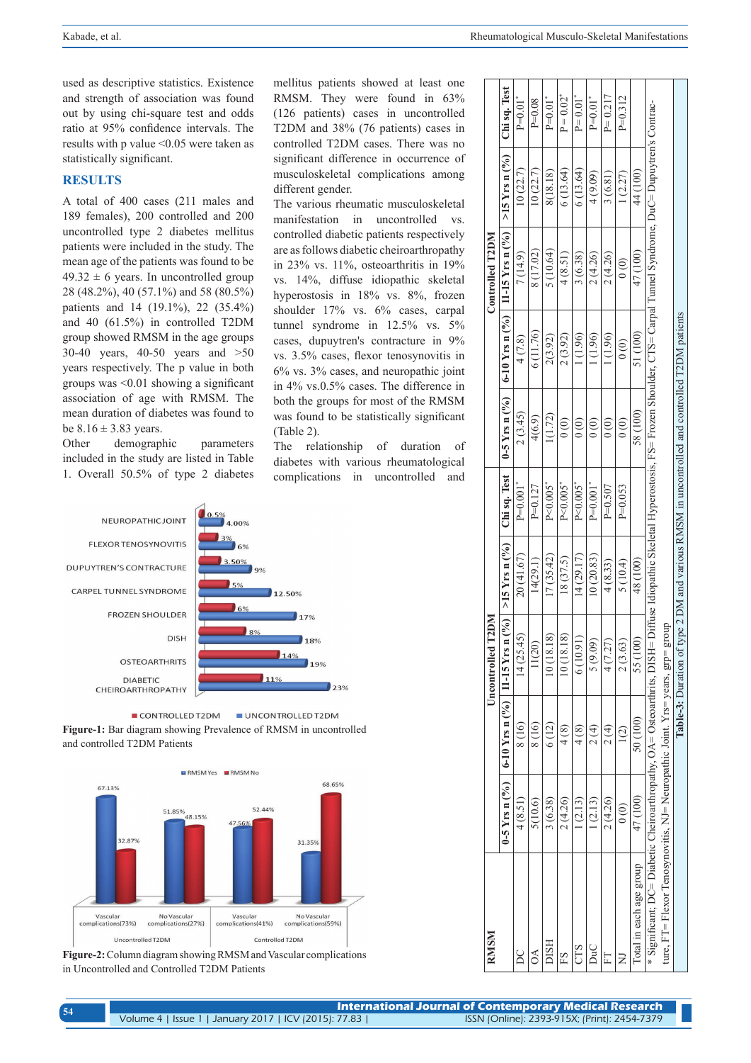used as descriptive statistics. Existence and strength of association was found out by using chi-square test and odds ratio at 95% confidence intervals. The results with p value <0.05 were taken as statistically significant.

## RESULTS

A total of 400 cases (211 males and 189 females), 200 controlled and 200 uncontrolled type 2 diabetes mellitus patients were included in the study. The mean age of the patients was found to be 49.32 ± 6 years. In uncontrolled group 28 (48.2%), 40 (57.1%) and 58 (80.5%) patients and 14 (19.1%), 22 (35.4%) and 40 (61.5%) in controlled T2DM group showed RMSM in the age groups 30-40 years, 40-50 years and >50 years respectively. The p value in both groups was <0.01 showing a significant association of age with RMSM. The mean duration of diabetes was found to be 8.16 ± 3.83 years.

Other demographic parameters included in the study are listed in Table 1. Overall 50.5% of type 2 diabetes mellitus patients showed at least one RMSM. They were found in 63% (126 patients) cases in uncontrolled T2DM and 38% (76 patients) cases in controlled T2DM cases. There was no significant difference in occurrence of musculoskeletal complications among different gender.

The various rheumatic musculoskeletal manifestation in uncontrolled vs. controlled diabetic patients respectively are as follows diabetic cheiroarthropathy in 23% vs. 11%, osteoarthritis in 19% vs. 14%, diffuse idiopathic skeletal hyperostosis in 18% vs. 8%, frozen shoulder 17% vs. 6% cases, carpal tunnel syndrome in 12.5% vs. 5% cases, dupuytren's contracture in 9% vs. 3.5% cases, flexor tenosynovitis in 6% vs. 3% cases, and neuropathic joint in 4% vs.0.5% cases. The difference in both the groups for most of the RMSM was found to be statistically significant (Table 2).

The relationship of duration of diabetes with various rheumatological complications in uncontrolled and

**Figure-1:** Bar diagram showing Prevalence of RMSM in uncontrolled and controlled T2DM Patients

**Figure-2:** Column diagram showing RMSM and Vascular complications in Uncontrolled and Controlled T2DM Patients

| RMSM | Uncontrolled T2DM | | | | | Controlled T2DM | | | | |
|---|---|---|---|---|---|---|---|---|---|---|
| | 0-5 Yrs n (%) | 6-10 Yrs n (%) | 11-15 Yrs n (%) | >15 Yrs n (%) | Chi sq. Test | 0-5 Yrs n (%) | 6-10 Yrs n (%) | 11-15 Yrs n (%) | >15 Yrs n (%) | Chi sq. Test |
| DC | 4 (8.51) | 8 (16) | 14 (25.45) | 20 (41.67) | P=0.001* | 2 (3.45) | 4 (7.8) | 7 (14.9) | 10 (22.7) | P=0.01* |
| OA | 5(10.6) | 8 (16) | 11(20) | 14(29.1) | P=0.127 | 4(6.9) | 6 (11.76) | 8 (17.02) | 10 (22.7) | P=0.08 |
| DISH | 3 (6.38) | 6 (12) | 10 (18.18) | 17 (35.42) | P<0.005* | 1(1.72) | 2(3.92) | 5 (10.64) | 8(18.18) | P=0.01* |
| FS | 2 (4.26) | 4 (8) | 10 (18.18) | 18 (37.5) | P<0.005* | 0 (0) | 2 (3.92) | 4 (8.51) | 6 (13.64) | P = 0.02* |
| CTS | 1 (2.13) | 4 (8) | 6 (10.91) | 14 (29.17) | P<0.005* | 0 (0) | 1 (1.96) | 3 (6.38) | 6 (13.64) | P=0.01* |
| DuC | 1 (2.13) | 2 (4) | 5 (9.09) | 10 (20.83) | P=0.001* | 0 (0) | 1 (1.96) | 2 (4.26) | 4 (9.09) | P=0.01* |
| FT | 2 (4.26) | 2 (4) | 4 (7.27) | 4 (8.33) | P=0.507 | 0 (0) | 1 (1.96) | 2 (4.26) | 3 (6.81) | P= 0.217 |
| NJ | 0 (0) | 1(2) | 2 (3.63) | 5 (10.4) | P=0.053 | 0 (0) | 0 (0) | 0 (0) | 1 (2.27) | P=0.312 |
| Total in each age group | 47 (100) | 50 (100) | 55 (100) | 48 (100) | | 58 (100) | 51 (100) | 47 (100) | 44 (100) | |

\* Significant; DC= Diabetic Cheiroarthropathy, OA= Osteoarthritis, DISH= Diffuse Idiopathic Skeletal Hyperostosis, FS= Frozen Shoulder, CTS= Carpal Tunnel Syndrome, DuC= Dupuytren's Contracture, FT= Flexor Tenosynovitis, NJ= Neuropathic Joint. Yrs= years, grp= group

**Table-3:** Duration of type 2 DM and various RMSM in uncontrolled and controlled T2DM patients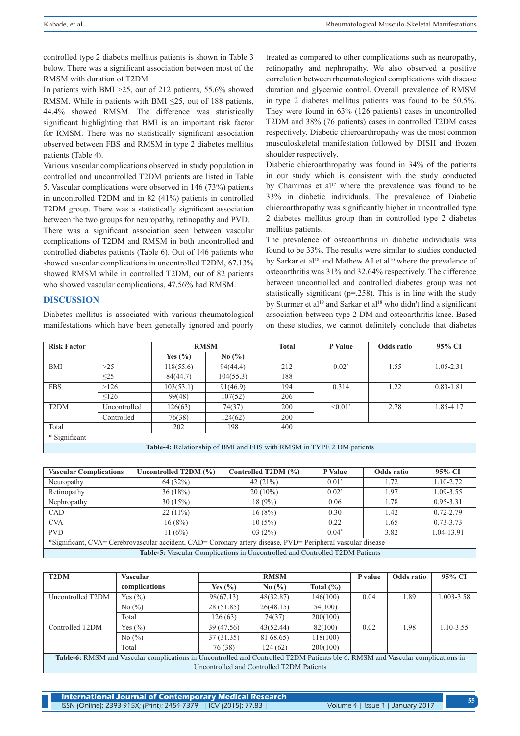controlled type 2 diabetis mellitus patients is shown in Table 3 below. There was a significant association between most of the RMSM with duration of T2DM.

In patients with BMI >25, out of 212 patients, 55.6% showed RMSM. While in patients with BMI ≤25, out of 188 patients, 44.4% showed RMSM. The difference was statistically significant highlighting that BMI is an important risk factor for RMSM. There was no statistically significant association observed between FBS and RMSM in type 2 diabetes mellitus patients (Table 4).

Various vascular complications observed in study population in controlled and uncontrolled T2DM patients are listed in Table 5. Vascular complications were observed in 146 (73%) patients in uncontrolled T2DM and in 82 (41%) patients in controlled T2DM group. There was a statistically significant association between the two groups for neuropathy, retinopathy and PVD.

There was a significant association seen between vascular complications of T2DM and RMSM in both uncontrolled and controlled diabetes patients (Table 6). Out of 146 patients who showed vascular complications in uncontrolled T2DM, 67.13% showed RMSM while in controlled T2DM, out of 82 patients who showed vascular complications, 47.56% had RMSM.

## DISCUSSION

Diabetes mellitus is associated with various rheumatological manifestations which have been generally ignored and poorly treated as compared to other complications such as neuropathy, retinopathy and nephropathy. We also observed a positive correlation between rheumatological complications with disease duration and glycemic control. Overall prevalence of RMSM in type 2 diabetes mellitus patients was found to be 50.5%. They were found in 63% (126 patients) cases in uncontrolled T2DM and 38% (76 patients) cases in controlled T2DM cases respectively. Diabetic chieroarthropathy was the most common musculoskeletal manifestation followed by DISH and frozen shoulder respectively.

Diabetic chieroarthropathy was found in 34% of the patients in our study which is consistent with the study conducted by Chammas et al[17] where the prevalence was found to be 33% in diabetic individuals. The prevalence of Diabetic chieroarthropathy was significantly higher in uncontrolled type 2 diabetes mellitus group than in controlled type 2 diabetes mellitus patients.

The prevalence of osteoarthritis in diabetic individuals was found to be 33%. The results were similar to studies conducted by Sarkar et al[18] and Mathew AJ et al[10] where the prevalence of osteoarthritis was 31% and 32.64% respectively. The difference between uncontrolled and controlled diabetes group was not statistically significant (p=.258). This is in line with the study by Sturmer et al[19] and Sarkar et al[18] who didn't find a significant association between type 2 DM and osteoarthritis knee. Based on these studies, we cannot definitely conclude that diabetes

| Risk Factor | | RMSM | | Total | P Value | Odds ratio | 95% CI |
|---|---|---|---|---|---|---|---|
| | | Yes (%) | No (%) | | | | |
| BMI | >25 | 118(55.6) | 94(44.4) | 212 | 0.02* | 1.55 | 1.05-2.31 |
| | ≤25 | 84(44.7) | 104(55.3) | 188 | | | |
| FBS | >126 | 103(53.1) | 91(46.9) | 194 | 0.314 | 1.22 | 0.83-1.81 |
| | ≤126 | 99(48) | 107(52) | 206 | | | |
| T2DM | Uncontrolled | 126(63) | 74(37) | 200 | <0.01* | 2.78 | 1.85-4.17 |
| | Controlled | 76(38) | 124(62) | 200 | | | |
| Total | | 202 | 198 | 400 | | | |

\* Significant

**Table-4:** Relationship of BMI and FBS with RMSM in TYPE 2 DM patients

| Vascular Complications | Uncontrolled T2DM (%) | Controlled T2DM (%) | P Value | Odds ratio | 95% CI |
|---|---|---|---|---|---|
| Neuropathy | 64 (32%) | 42 (21%) | 0.01* | 1.72 | 1.10-2.72 |
| Retinopathy | 36 (18%) | 20 (10%) | 0.02* | 1.97 | 1.09-3.55 |
| Nephropathy | 30 (15%) | 18 (9%) | 0.06 | 1.78 | 0.95-3.31 |
| CAD | 22 (11%) | 16 (8%) | 0.30 | 1.42 | 0.72-2.79 |
| CVA | 16 (8%) | 10 (5%) | 0.22 | 1.65 | 0.73-3.73 |
| PVD | 11 (6%) | 03 (2%) | 0.04* | 3.82 | 1.04-13.91 |

*Significant, CVA= Cerebrovascular accident, CAD= Coronary artery disease, PVD= Peripheral vascular disease

**Table-5:** Vascular Complications in Uncontrolled and Controlled T2DM Patients

| T2DM | Vascular complications | RMSM | | | P value | Odds ratio | 95% CI |
|---|---|---|---|---|---|---|---|
| | | Yes (%) | No (%) | Total (%) | | | |
| Uncontrolled T2DM | Yes (%) | 98(67.13) | 48(32.87) | 146(100) | 0.04 | 1.89 | 1.003-3.58 |
| | No (%) | 28 (51.85) | 26(48.15) | 54(100) | | | |
| | Total | 126 (63) | 74(37) | 200(100) | | | |
| Controlled T2DM | Yes (%) | 39 (47.56) | 43(52.44) | 82(100) | 0.02 | 1.98 | 1.10-3.55 |
| | No (%) | 37 (31.35) | 81 68.65) | 118(100) | | | |
| | Total | 76 (38) | 124 (62) | 200(100) | | | |

**Table-6:** RMSM and Vascular complications in Uncontrolled and Controlled T2DM Patients ble 6: RMSM and Vascular complications in Uncontrolled and Controlled T2DM Patients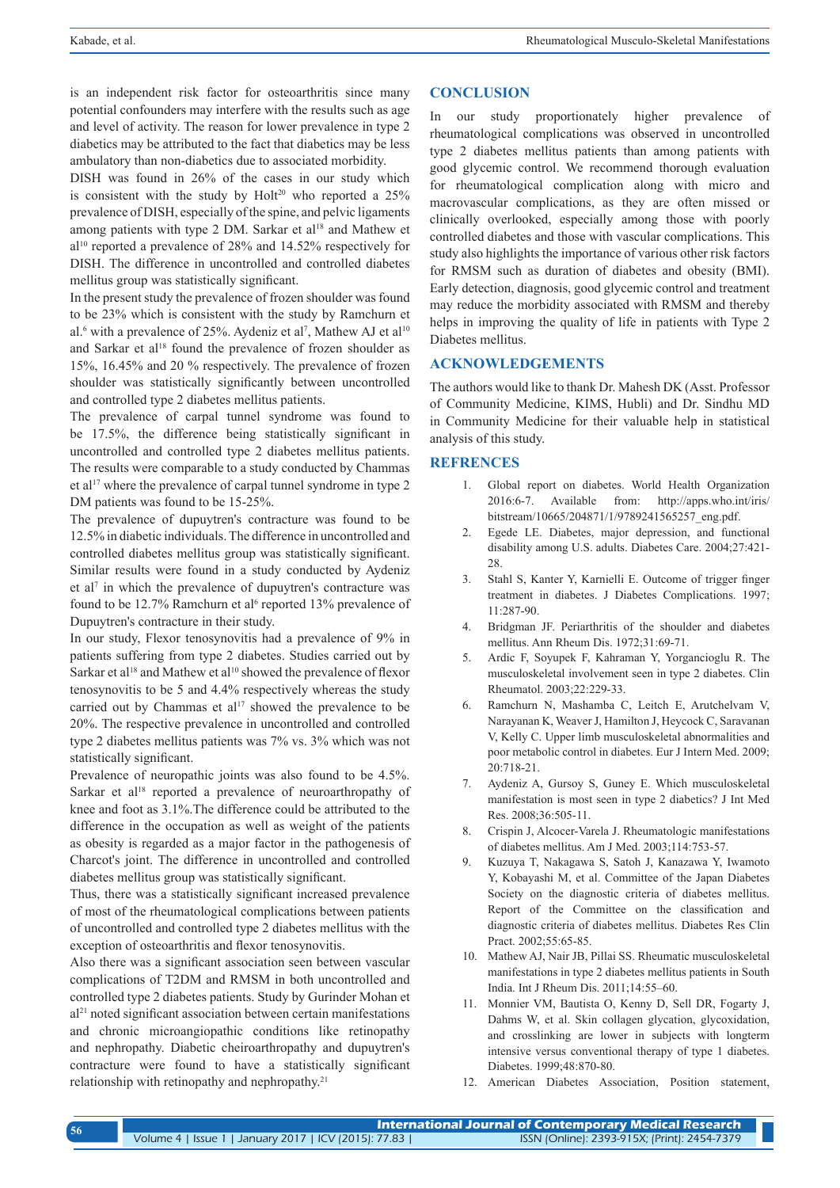is an independent risk factor for osteoarthritis since many potential confounders may interfere with the results such as age and level of activity. The reason for lower prevalence in type 2 diabetics may be attributed to the fact that diabetics may be less ambulatory than non-diabetics due to associated morbidity.

DISH was found in 26% of the cases in our study which is consistent with the study by Holt[20] who reported a 25% prevalence of DISH, especially of the spine, and pelvic ligaments among patients with type 2 DM. Sarkar et al[18] and Mathew et al[10] reported a prevalence of 28% and 14.52% respectively for DISH. The difference in uncontrolled and controlled diabetes mellitus group was statistically significant.

In the present study the prevalence of frozen shoulder was found to be 23% which is consistent with the study by Ramchurn et al.[6] with a prevalence of 25%. Aydeniz et al[7], Mathew AJ et al[10] and Sarkar et al[18] found the prevalence of frozen shoulder as 15%, 16.45% and 20 % respectively. The prevalence of frozen shoulder was statistically significantly between uncontrolled and controlled type 2 diabetes mellitus patients.

The prevalence of carpal tunnel syndrome was found to be 17.5%, the difference being statistically significant in uncontrolled and controlled type 2 diabetes mellitus patients. The results were comparable to a study conducted by Chammas et al[17] where the prevalence of carpal tunnel syndrome in type 2 DM patients was found to be 15-25%.

The prevalence of dupuytren's contracture was found to be 12.5% in diabetic individuals. The difference in uncontrolled and controlled diabetes mellitus group was statistically significant. Similar results were found in a study conducted by Aydeniz et al[7] in which the prevalence of dupuytren's contracture was found to be 12.7% Ramchurn et al[6] reported 13% prevalence of Dupuytren's contracture in their study.

In our study, Flexor tenosynovitis had a prevalence of 9% in patients suffering from type 2 diabetes. Studies carried out by Sarkar et al[18] and Mathew et al[10] showed the prevalence of flexor tenosynovitis to be 5 and 4.4% respectively whereas the study carried out by Chammas et al[17] showed the prevalence to be 20%. The respective prevalence in uncontrolled and controlled type 2 diabetes mellitus patients was 7% vs. 3% which was not statistically significant.

Prevalence of neuropathic joints was also found to be 4.5%. Sarkar et al[18] reported a prevalence of neuroarthropathy of knee and foot as 3.1%.The difference could be attributed to the difference in the occupation as well as weight of the patients as obesity is regarded as a major factor in the pathogenesis of Charcot's joint. The difference in uncontrolled and controlled diabetes mellitus group was statistically significant.

Thus, there was a statistically significant increased prevalence of most of the rheumatological complications between patients of uncontrolled and controlled type 2 diabetes mellitus with the exception of osteoarthritis and flexor tenosynovitis.

Also there was a significant association seen between vascular complications of T2DM and RMSM in both uncontrolled and controlled type 2 diabetes patients. Study by Gurinder Mohan et al[21] noted significant association between certain manifestations and chronic microangiopathic conditions like retinopathy and nephropathy. Diabetic cheiroarthropathy and dupuytren's contracture were found to have a statistically significant relationship with retinopathy and nephropathy.[21]

## CONCLUSION

In our study proportionately higher prevalence of rheumatological complications was observed in uncontrolled type 2 diabetes mellitus patients than among patients with good glycemic control. We recommend thorough evaluation for rheumatological complication along with micro and macrovascular complications, as they are often missed or clinically overlooked, especially among those with poorly controlled diabetes and those with vascular complications. This study also highlights the importance of various other risk factors for RMSM such as duration of diabetes and obesity (BMI). Early detection, diagnosis, good glycemic control and treatment may reduce the morbidity associated with RMSM and thereby helps in improving the quality of life in patients with Type 2 Diabetes mellitus.

## ACKNOWLEDGEMENTS

The authors would like to thank Dr. Mahesh DK (Asst. Professor of Community Medicine, KIMS, Hubli) and Dr. Sindhu MD in Community Medicine for their valuable help in statistical analysis of this study.

## REFRENCES

1. Global report on diabetes. World Health Organization 2016:6-7. Available from: http://apps.who.int/iris/bitstream/10665/204871/1/9789241565257_eng.pdf.
2. Egede LE. Diabetes, major depression, and functional disability among U.S. adults. Diabetes Care. 2004;27:421-28.
3. Stahl S, Kanter Y, Karnielli E. Outcome of trigger finger treatment in diabetes. J Diabetes Complications. 1997; 11:287-90.
4. Bridgman JF. Periarthritis of the shoulder and diabetes mellitus. Ann Rheum Dis. 1972;31:69-71.
5. Ardic F, Soyupek F, Kahraman Y, Yorgancioglu R. The musculoskeletal involvement seen in type 2 diabetes. Clin Rheumatol. 2003;22:229-33.
6. Ramchurn N, Mashamba C, Leitch E, Arutchelvam V, Narayanan K, Weaver J, Hamilton J, Heycock C, Saravanan V, Kelly C. Upper limb musculoskeletal abnormalities and poor metabolic control in diabetes. Eur J Intern Med. 2009; 20:718-21.
7. Aydeniz A, Gursoy S, Guney E. Which musculoskeletal manifestation is most seen in type 2 diabetics? J Int Med Res. 2008;36:505-11.
8. Crispin J, Alcocer-Varela J. Rheumatologic manifestations of diabetes mellitus. Am J Med. 2003;114:753-57.
9. Kuzuya T, Nakagawa S, Satoh J, Kanazawa Y, Iwamoto Y, Kobayashi M, et al. Committee of the Japan Diabetes Society on the diagnostic criteria of diabetes mellitus. Report of the Committee on the classification and diagnostic criteria of diabetes mellitus. Diabetes Res Clin Pract. 2002;55:65-85.
10. Mathew AJ, Nair JB, Pillai SS. Rheumatic musculoskeletal manifestations in type 2 diabetes mellitus patients in South India. Int J Rheum Dis. 2011;14:55–60.
11. Monnier VM, Bautista O, Kenny D, Sell DR, Fogarty J, Dahms W, et al. Skin collagen glycation, glycoxidation, and crosslinking are lower in subjects with longterm intensive versus conventional therapy of type 1 diabetes. Diabetes. 1999;48:870-80.
12. American Diabetes Association, Position statement,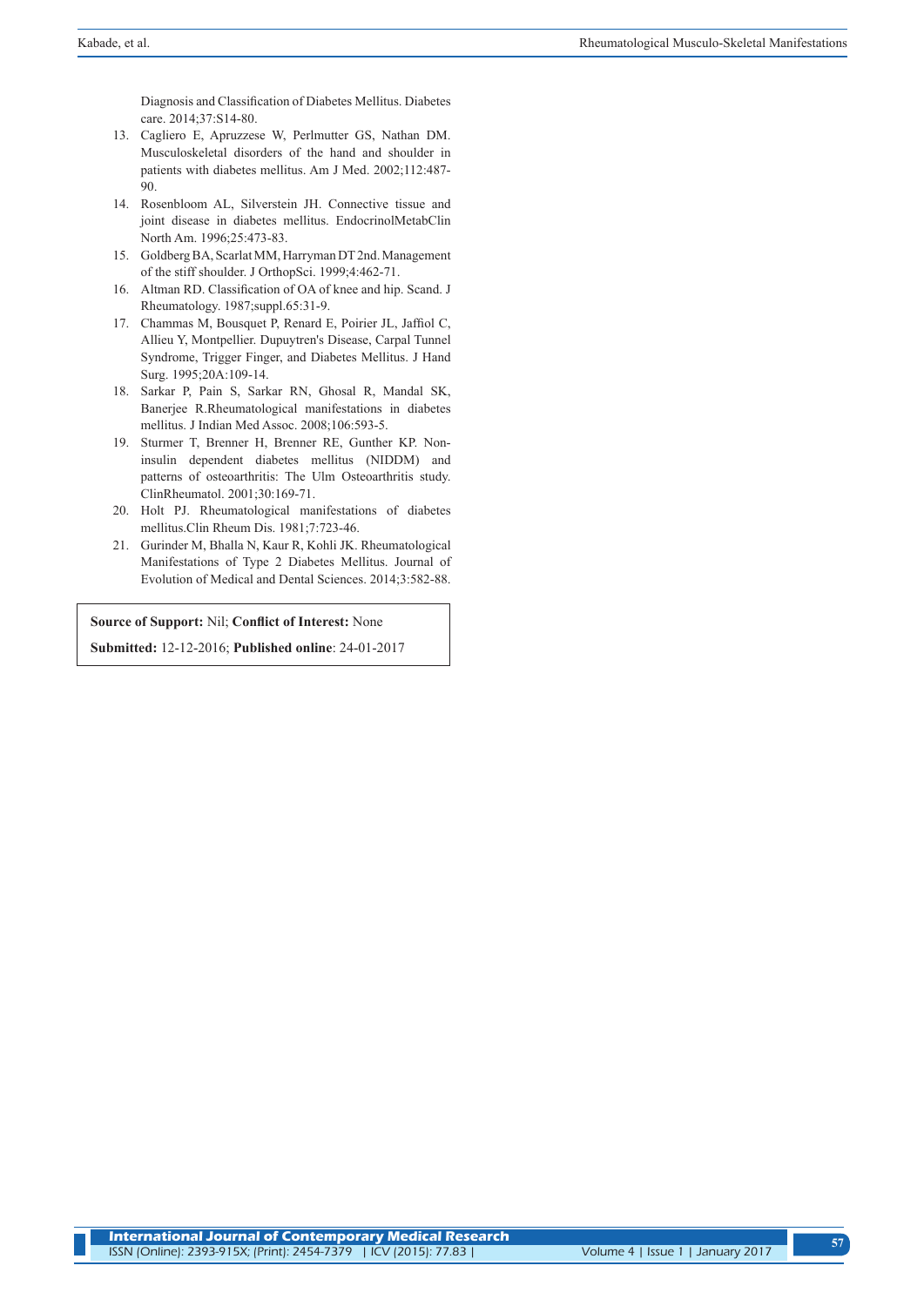Diagnosis and Classification of Diabetes Mellitus. Diabetes care. 2014;37:S14-80.

13. Cagliero E, Apruzzese W, Perlmutter GS, Nathan DM. Musculoskeletal disorders of the hand and shoulder in patients with diabetes mellitus. Am J Med. 2002;112:487-90.
14. Rosenbloom AL, Silverstein JH. Connective tissue and joint disease in diabetes mellitus. EndocrinolMetabClin North Am. 1996;25:473-83.
15. Goldberg BA, Scarlat MM, Harryman DT 2nd. Management of the stiff shoulder. J OrthopSci. 1999;4:462-71.
16. Altman RD. Classification of OA of knee and hip. Scand. J Rheumatology. 1987;suppl.65:31-9.
17. Chammas M, Bousquet P, Renard E, Poirier JL, Jaffiol C, Allieu Y, Montpellier. Dupuytren's Disease, Carpal Tunnel Syndrome, Trigger Finger, and Diabetes Mellitus. J Hand Surg. 1995;20A:109-14.
18. Sarkar P, Pain S, Sarkar RN, Ghosal R, Mandal SK, Banerjee R.Rheumatological manifestations in diabetes mellitus. J Indian Med Assoc. 2008;106:593-5.
19. Sturmer T, Brenner H, Brenner RE, Gunther KP. Non-insulin dependent diabetes mellitus (NIDDM) and patterns of osteoarthritis: The Ulm Osteoarthritis study. ClinRheumatol. 2001;30:169-71.
20. Holt PJ. Rheumatological manifestations of diabetes mellitus.Clin Rheum Dis. 1981;7:723-46.
21. Gurinder M, Bhalla N, Kaur R, Kohli JK. Rheumatological Manifestations of Type 2 Diabetes Mellitus. Journal of Evolution of Medical and Dental Sciences. 2014;3:582-88.

**Source of Support:** Nil; **Conflict of Interest:** None

**Submitted:** 12-12-2016; **Published online**: 24-01-2017